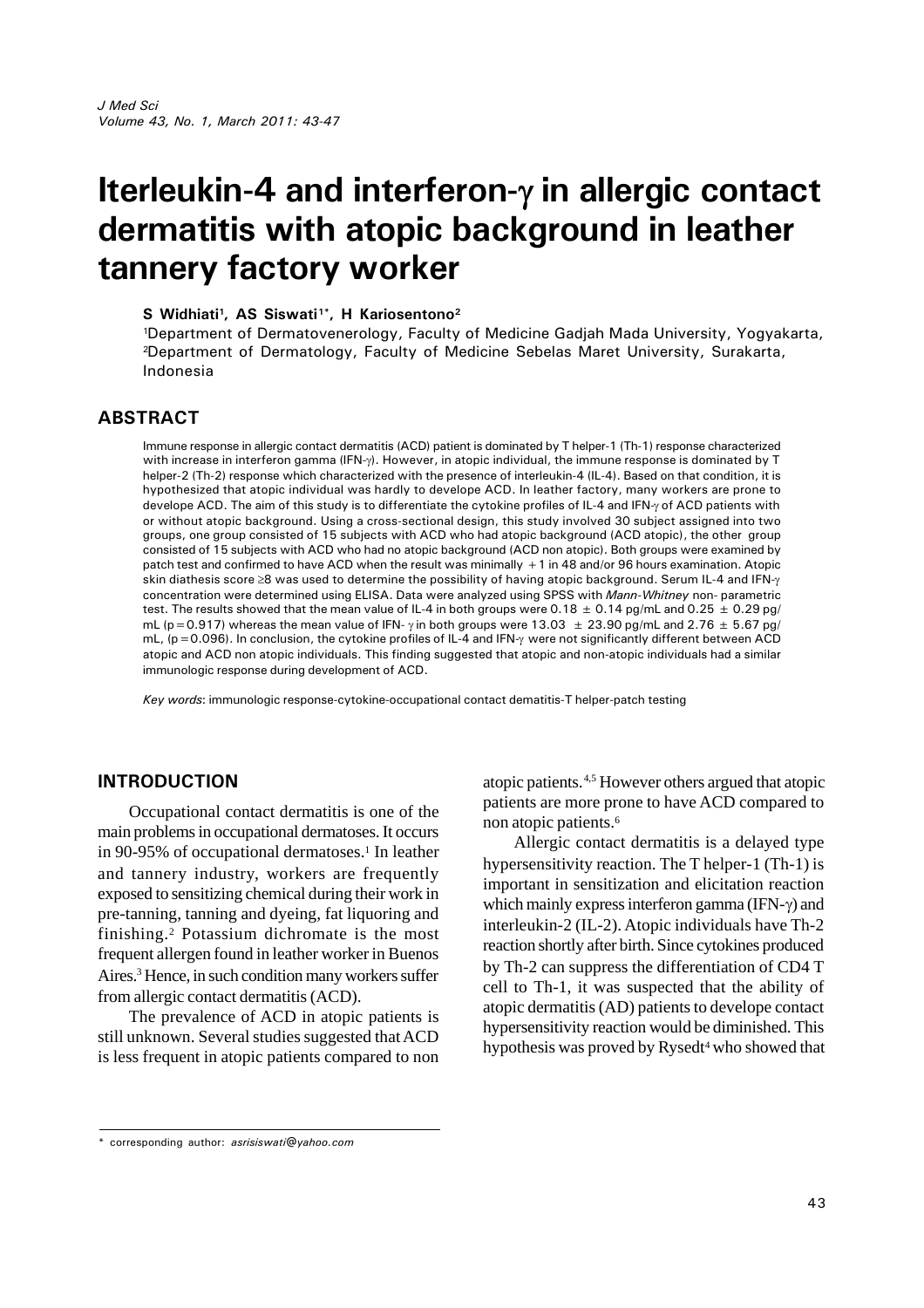# Iterleukin-4 and interferon-γ in allergic contact dermatitis with atopic background in leather tannery factory worker

**S Widhiati[1], AS Siswati[1*], H Kariosentono[2]**

[1]Department of Dermatovenerology, Faculty of Medicine Gadjah Mada University, Yogyakarta, [2]Department of Dermatology, Faculty of Medicine Sebelas Maret University, Surakarta, Indonesia

## ABSTRACT

Immune response in allergic contact dermatitis (ACD) patient is dominated by T helper-1 (Th-1) response characterized with increase in interferon gamma (IFN-γ). However, in atopic individual, the immune response is dominated by T helper-2 (Th-2) response which characterized with the presence of interleukin-4 (IL-4). Based on that condition, it is hypothesized that atopic individual was hardly to develope ACD. In leather factory, many workers are prone to develope ACD. The aim of this study is to differentiate the cytokine profiles of IL-4 and IFN-γ of ACD patients with or without atopic background. Using a cross-sectional design, this study involved 30 subject assigned into two groups, one group consisted of 15 subjects with ACD who had atopic background (ACD atopic), the other group consisted of 15 subjects with ACD who had no atopic background (ACD non atopic). Both groups were examined by patch test and confirmed to have ACD when the result was minimally +1 in 48 and/or 96 hours examination. Atopic skin diathesis score ≥8 was used to determine the possibility of having atopic background. Serum IL-4 and IFN-γ concentration were determined using ELISA. Data were analyzed using SPSS with *Mann-Whitney* non- parametric test. The results showed that the mean value of IL-4 in both groups were 0.18 ± 0.14 pg/mL and 0.25 ± 0.29 pg/mL ($p = 0.917$) whereas the mean value of IFN- γ in both groups were 13.03 ± 23.90 pg/mL and 2.76 ± 5.67 pg/mL, ($p = 0.096$). In conclusion, the cytokine profiles of IL-4 and IFN-γ were not significantly different between ACD atopic and ACD non atopic individuals. This finding suggested that atopic and non-atopic individuals had a similar immunologic response during development of ACD.

*Key words*: immunologic response-cytokine-occupational contact dematitis-T helper-patch testing

## INTRODUCTION

Occupational contact dermatitis is one of the main problems in occupational dermatoses. It occurs in 90-95% of occupational dermatoses.[1] In leather and tannery industry, workers are frequently exposed to sensitizing chemical during their work in pre-tanning, tanning and dyeing, fat liquoring and finishing.[2] Potassium dichromate is the most frequent allergen found in leather worker in Buenos Aires.[3] Hence, in such condition many workers suffer from allergic contact dermatitis (ACD).

The prevalence of ACD in atopic patients is still unknown. Several studies suggested that ACD is less frequent in atopic patients compared to non atopic patients.[4,5] However others argued that atopic patients are more prone to have ACD compared to non atopic patients.[6]

Allergic contact dermatitis is a delayed type hypersensitivity reaction. The T helper-1 (Th-1) is important in sensitization and elicitation reaction which mainly express interferon gamma (IFN-γ) and interleukin-2 (IL-2). Atopic individuals have Th-2 reaction shortly after birth. Since cytokines produced by Th-2 can suppress the differentiation of CD4 T cell to Th-1, it was suspected that the ability of atopic dermatitis (AD) patients to develope contact hypersensitivity reaction would be diminished. This hypothesis was proved by Rysedt[4] who showed that

* corresponding author: *asrisiswati@yahoo.com*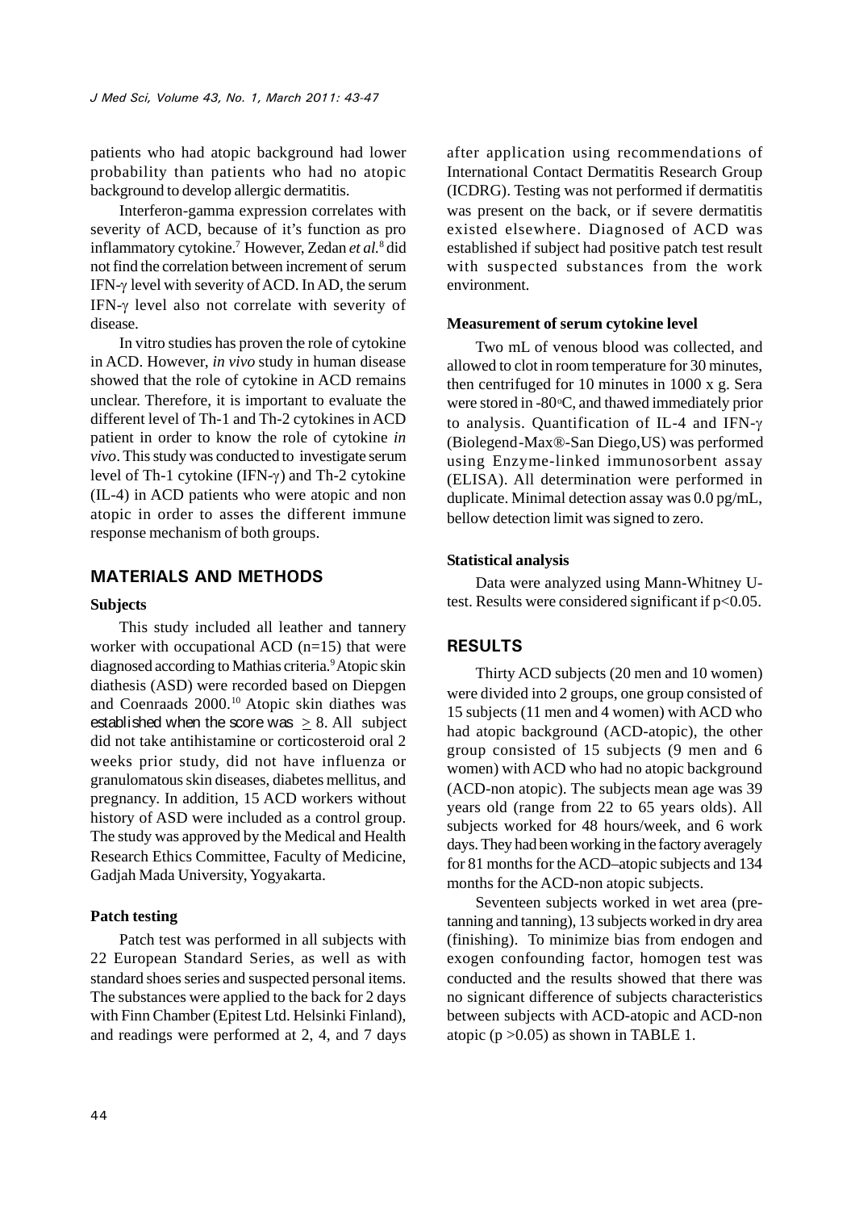patients who had atopic background had lower probability than patients who had no atopic background to develop allergic dermatitis.

Interferon-gamma expression correlates with severity of ACD, because of it's function as pro inflammatory cytokine.[7] However, Zedan *et al.*[8] did not find the correlation between increment of serum IFN-γ level with severity of ACD. In AD, the serum IFN-γ level also not correlate with severity of disease.

In vitro studies has proven the role of cytokine in ACD. However, *in vivo* study in human disease showed that the role of cytokine in ACD remains unclear. Therefore, it is important to evaluate the different level of Th-1 and Th-2 cytokines in ACD patient in order to know the role of cytokine *in vivo*. This study was conducted to investigate serum level of Th-1 cytokine (IFN-γ) and Th-2 cytokine (IL-4) in ACD patients who were atopic and non atopic in order to asses the different immune response mechanism of both groups.

## MATERIALS AND METHODS

### Subjects

This study included all leather and tannery worker with occupational ACD (n=15) that were diagnosed according to Mathias criteria.[9] Atopic skin diathesis (ASD) were recorded based on Diepgen and Coenraads 2000.[10] Atopic skin diathes was established when the score was $\geq$ 8. All subject did not take antihistamine or corticosteroid oral 2 weeks prior study, did not have influenza or granulomatous skin diseases, diabetes mellitus, and pregnancy. In addition, 15 ACD workers without history of ASD were included as a control group. The study was approved by the Medical and Health Research Ethics Committee, Faculty of Medicine, Gadjah Mada University, Yogyakarta.

### Patch testing

Patch test was performed in all subjects with 22 European Standard Series, as well as with standard shoes series and suspected personal items. The substances were applied to the back for 2 days with Finn Chamber (Epitest Ltd. Helsinki Finland), and readings were performed at 2, 4, and 7 days after application using recommendations of International Contact Dermatitis Research Group (ICDRG). Testing was not performed if dermatitis was present on the back, or if severe dermatitis existed elsewhere. Diagnosed of ACD was established if subject had positive patch test result with suspected substances from the work environment.

### Measurement of serum cytokine level

Two mL of venous blood was collected, and allowed to clot in room temperature for 30 minutes, then centrifuged for 10 minutes in 1000 x g. Sera were stored in -80°C, and thawed immediately prior to analysis. Quantification of IL-4 and IFN-γ (Biolegend-Max®-San Diego,US) was performed using Enzyme-linked immunosorbent assay (ELISA). All determination were performed in duplicate. Minimal detection assay was 0.0 pg/mL, bellow detection limit was signed to zero.

### Statistical analysis

Data were analyzed using Mann-Whitney U-test. Results were considered significant if $p<0.05$.

## RESULTS

Thirty ACD subjects (20 men and 10 women) were divided into 2 groups, one group consisted of 15 subjects (11 men and 4 women) with ACD who had atopic background (ACD-atopic), the other group consisted of 15 subjects (9 men and 6 women) with ACD who had no atopic background (ACD-non atopic). The subjects mean age was 39 years old (range from 22 to 65 years olds). All subjects worked for 48 hours/week, and 6 work days. They had been working in the factory averagely for 81 months for the ACD–atopic subjects and 134 months for the ACD-non atopic subjects.

Seventeen subjects worked in wet area (pre-tanning and tanning), 13 subjects worked in dry area (finishing). To minimize bias from endogen and exogen confounding factor, homogen test was conducted and the results showed that there was no signicant difference of subjects characteristics between subjects with ACD-atopic and ACD-non atopic ($p > 0.05$) as shown in TABLE 1.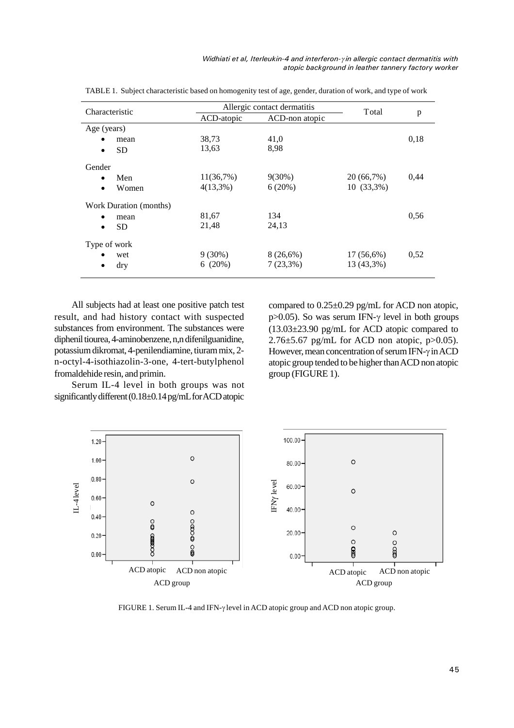TABLE 1. Subject characteristic based on homogenity test of age, gender, duration of work, and type of work

| Characteristic | Allergic contact dermatitis | | Total | p |
|---|---|---|---|---|
| | ACD-atopic | ACD-non atopic | | |
| Age (years) | | | | |
| • mean | 38,73 | 41,0 | | 0,18 |
| • SD | 13,63 | 8,98 | | |
| Gender | | | | |
| • Men | 11(36,7%) | 9(30%) | 20 (66,7%) | 0,44 |
| • Women | 4(13,3%) | 6 (20%) | 10 (33,3%) | |
| Work Duration (months) | | | | |
| • mean | 81,67 | 134 | | 0,56 |
| • SD | 21,48 | 24,13 | | |
| Type of work | | | | |
| • wet | 9 (30%) | 8 (26,6%) | 17 (56,6%) | 0,52 |
| • dry | 6 (20%) | 7 (23,3%) | 13 (43,3%) | |

All subjects had at least one positive patch test result, and had history contact with suspected substances from environment. The substances were diphenil tiourea, 4-aminobenzene, n,n difenilguanidine, potassium dikromat, 4-penilendiamine, tiuram mix, 2-n-octyl-4-isothiazolin-3-one, 4-tert-butylphenol fromaldehide resin, and primin.

Serum IL-4 level in both groups was not significantly different (0.18±0.14 pg/mL for ACD atopic compared to 0.25±0.29 pg/mL for ACD non atopic, $p>0.05$). So was serum IFN-γ level in both groups (13.03±23.90 pg/mL for ACD atopic compared to 2.76±5.67 pg/mL for ACD non atopic, $p>0.05$). However, mean concentration of serum IFN-γ in ACD atopic group tended to be higher than ACD non atopic group (FIGURE 1).

FIGURE 1. Serum IL-4 and IFN-γ level in ACD atopic group and ACD non atopic group.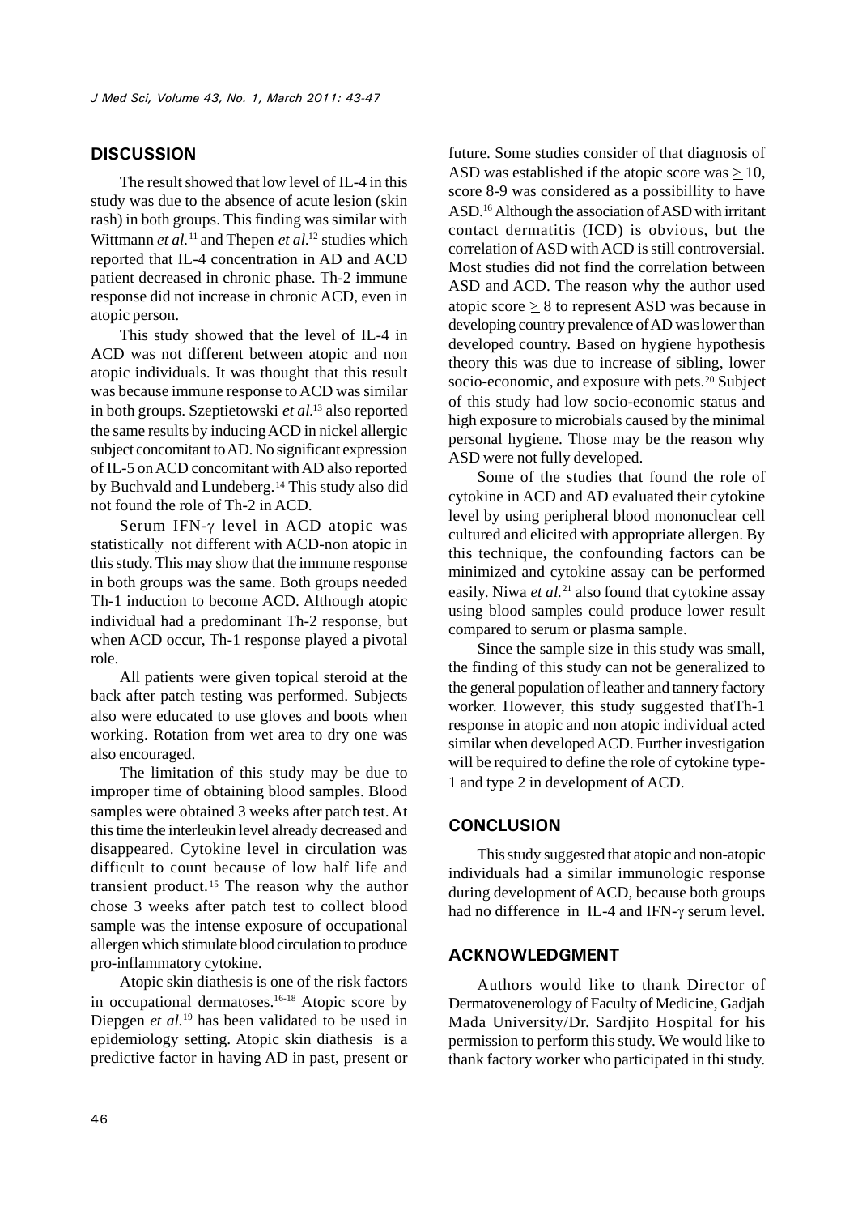## DISCUSSION

The result showed that low level of IL-4 in this study was due to the absence of acute lesion (skin rash) in both groups. This finding was similar with Wittmann *et al.*[11] and Thepen *et al.*[12] studies which reported that IL-4 concentration in AD and ACD patient decreased in chronic phase. Th-2 immune response did not increase in chronic ACD, even in atopic person.

This study showed that the level of IL-4 in ACD was not different between atopic and non atopic individuals. It was thought that this result was because immune response to ACD was similar in both groups. Szeptietowski *et al.*[13] also reported the same results by inducing ACD in nickel allergic subject concomitant to AD. No significant expression of IL-5 on ACD concomitant with AD also reported by Buchvald and Lundeberg.[14] This study also did not found the role of Th-2 in ACD.

Serum IFN-$\gamma$ level in ACD atopic was statistically not different with ACD-non atopic in this study. This may show that the immune response in both groups was the same. Both groups needed Th-1 induction to become ACD. Although atopic individual had a predominant Th-2 response, but when ACD occur, Th-1 response played a pivotal role.

All patients were given topical steroid at the back after patch testing was performed. Subjects also were educated to use gloves and boots when working. Rotation from wet area to dry one was also encouraged.

The limitation of this study may be due to improper time of obtaining blood samples. Blood samples were obtained 3 weeks after patch test. At this time the interleukin level already decreased and disappeared. Cytokine level in circulation was difficult to count because of low half life and transient product.[15] The reason why the author chose 3 weeks after patch test to collect blood sample was the intense exposure of occupational allergen which stimulate blood circulation to produce pro-inflammatory cytokine.

Atopic skin diathesis is one of the risk factors in occupational dermatoses.[16-18] Atopic score by Diepgen *et al.*[19] has been validated to be used in epidemiology setting. Atopic skin diathesis is a predictive factor in having AD in past, present or future. Some studies consider of that diagnosis of ASD was established if the atopic score was $\geq$ 10, score 8-9 was considered as a possibillity to have ASD.[16] Although the association of ASD with irritant contact dermatitis (ICD) is obvious, but the correlation of ASD with ACD is still controversial. Most studies did not find the correlation between ASD and ACD. The reason why the author used atopic score $\geq$ 8 to represent ASD was because in developing country prevalence of AD was lower than developed country. Based on hygiene hypothesis theory this was due to increase of sibling, lower socio-economic, and exposure with pets.[20] Subject of this study had low socio-economic status and high exposure to microbials caused by the minimal personal hygiene. Those may be the reason why ASD were not fully developed.

Some of the studies that found the role of cytokine in ACD and AD evaluated their cytokine level by using peripheral blood mononuclear cell cultured and elicited with appropriate allergen. By this technique, the confounding factors can be minimized and cytokine assay can be performed easily. Niwa *et al.*[21] also found that cytokine assay using blood samples could produce lower result compared to serum or plasma sample.

Since the sample size in this study was small, the finding of this study can not be generalized to the general population of leather and tannery factory worker. However, this study suggested thatTh-1 response in atopic and non atopic individual acted similar when developed ACD. Further investigation will be required to define the role of cytokine type-1 and type 2 in development of ACD.

## CONCLUSION

This study suggested that atopic and non-atopic individuals had a similar immunologic response during development of ACD, because both groups had no difference in IL-4 and IFN-$\gamma$ serum level.

## ACKNOWLEDGMENT

Authors would like to thank Director of Dermatovenerology of Faculty of Medicine, Gadjah Mada University/Dr. Sardjito Hospital for his permission to perform this study. We would like to thank factory worker who participated in thi study.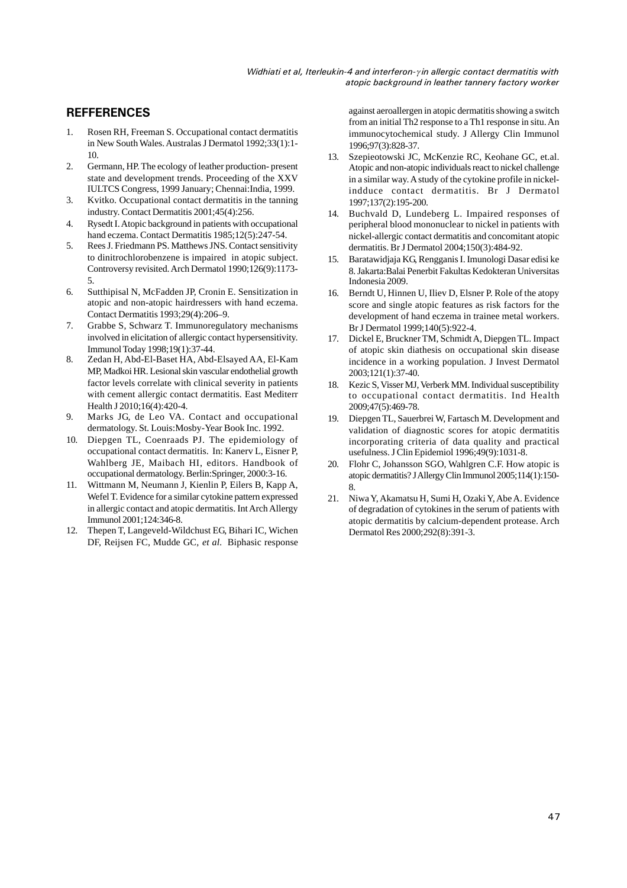## REFFERENCES

1. Rosen RH, Freeman S. Occupational contact dermatitis in New South Wales. Australas J Dermatol 1992;33(1):1-10.
2. Germann, HP. The ecology of leather production- present state and development trends. Proceeding of the XXV IULTCS Congress, 1999 January; Chennai:India, 1999.
3. Kvitko. Occupational contact dermatitis in the tanning industry. Contact Dermatitis 2001;45(4):256.
4. Rysedt I. Atopic background in patients with occupational hand eczema. Contact Dermatitis 1985;12(5):247-54.
5. Rees J. Friedmann PS. Matthews JNS. Contact sensitivity to dinitrochlorobenzene is impaired in atopic subject. Controversy revisited. Arch Dermatol 1990;126(9):1173-5.
6. Sutthipisal N, McFadden JP, Cronin E. Sensitization in atopic and non-atopic hairdressers with hand eczema. Contact Dermatitis 1993;29(4):206–9.
7. Grabbe S, Schwarz T. Immunoregulatory mechanisms involved in elicitation of allergic contact hypersensitivity. Immunol Today 1998;19(1):37-44.
8. Zedan H, Abd-El-Baset HA, Abd-Elsayed AA, El-Kam MP, Madkoi HR. Lesional skin vascular endothelial growth factor levels correlate with clinical severity in patients with cement allergic contact dermatitis. East Mediterr Health J 2010;16(4):420-4.
9. Marks JG, de Leo VA. Contact and occupational dermatology. St. Louis:Mosby-Year Book Inc. 1992.
10. Diepgen TL, Coenraads PJ. The epidemiology of occupational contact dermatitis. In: Kanerv L, Eisner P, Wahlberg JE, Maibach HI, editors. Handbook of occupational dermatology. Berlin:Springer, 2000:3-16.
11. Wittmann M, Neumann J, Kienlin P, Eilers B, Kapp A, Wefel T. Evidence for a similar cytokine pattern expressed in allergic contact and atopic dermatitis. Int Arch Allergy Immunol 2001;124:346-8.
12. Thepen T, Langeveld-Wildchust EG, Bihari IC, Wichen DF, Reijsen FC, Mudde GC, *et al*. Biphasic response against aeroallergen in atopic dermatitis showing a switch from an initial Th2 response to a Th1 response in situ. An immunocytochemical study. J Allergy Clin Immunol 1996;97(3):828-37.
13. Szepieotowski JC, McKenzie RC, Keohane GC, et.al. Atopic and non-atopic individuals react to nickel challenge in a similar way. A study of the cytokine profile in nickel-indduce contact dermatitis. Br J Dermatol 1997;137(2):195-200.
14. Buchvald D, Lundeberg L. Impaired responses of peripheral blood mononuclear to nickel in patients with nickel-allergic contact dermatitis and concomitant atopic dermatitis. Br J Dermatol 2004;150(3):484-92.
15. Baratawidjaja KG, Rengganis I. Imunologi Dasar edisi ke 8. Jakarta:Balai Penerbit Fakultas Kedokteran Universitas Indonesia 2009.
16. Berndt U, Hinnen U, Iliev D, Elsner P. Role of the atopy score and single atopic features as risk factors for the development of hand eczema in trainee metal workers. Br J Dermatol 1999;140(5):922-4.
17. Dickel E, Bruckner TM, Schmidt A, Diepgen TL. Impact of atopic skin diathesis on occupational skin disease incidence in a working population. J Invest Dermatol 2003;121(1):37-40.
18. Kezic S, Visser MJ, Verberk MM. Individual susceptibility to occupational contact dermatitis. Ind Health 2009;47(5):469-78.
19. Diepgen TL, Sauerbrei W, Fartasch M. Development and validation of diagnostic scores for atopic dermatitis incorporating criteria of data quality and practical usefulness. J Clin Epidemiol 1996;49(9):1031-8.
20. Flohr C, Johansson SGO, Wahlgren C.F. How atopic is atopic dermatitis? J Allergy Clin Immunol 2005;114(1):150-8.
21. Niwa Y, Akamatsu H, Sumi H, Ozaki Y, Abe A. Evidence of degradation of cytokines in the serum of patients with atopic dermatitis by calcium-dependent protease. Arch Dermatol Res 2000;292(8):391-3.